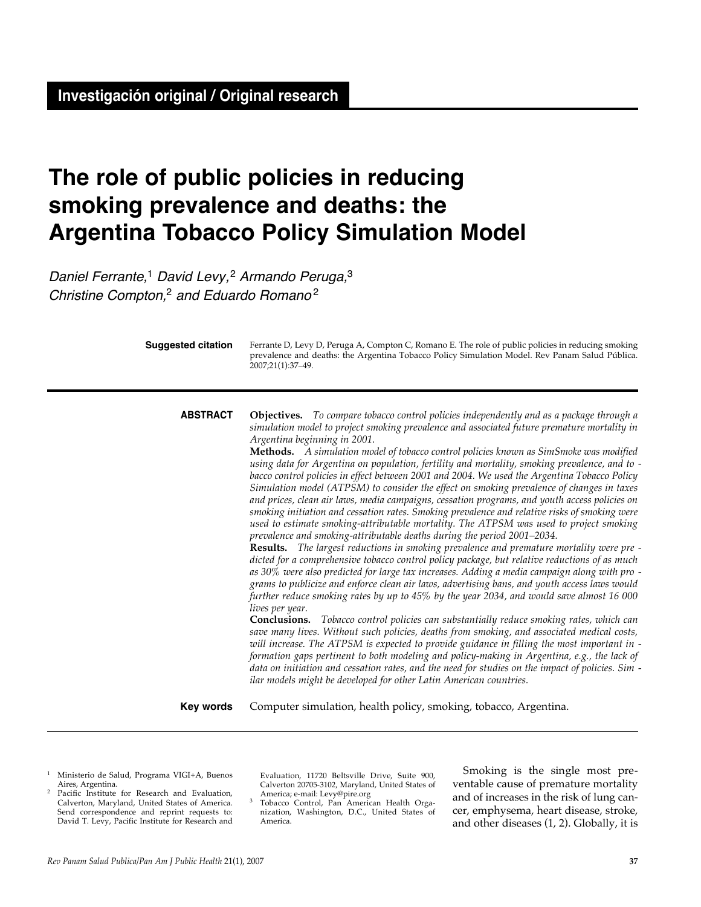**Investigación original / Original research**

# The role of public policies in reducing smoking prevalence and deaths: the Argentina Tobacco Policy Simulation Model

*Daniel Ferrante,*[1] *David Levy,*[2] *Armando Peruga,*[3] *Christine Compton,*[2] *and Eduardo Romano*[2]

**Suggested citation** Ferrante D, Levy D, Peruga A, Compton C, Romano E. The role of public policies in reducing smoking prevalence and deaths: the Argentina Tobacco Policy Simulation Model. Rev Panam Salud Pública. 2007;21(1):37–49.

**ABSTRACT**

**Objectives.** *To compare tobacco control policies independently and as a package through a simulation model to project smoking prevalence and associated future premature mortality in Argentina beginning in 2001.*

**Methods.** *A simulation model of tobacco control policies known as SimSmoke was modified using data for Argentina on population, fertility and mortality, smoking prevalence, and tobacco control policies in effect between 2001 and 2004. We used the Argentina Tobacco Policy Simulation model (ATPSM) to consider the effect on smoking prevalence of changes in taxes and prices, clean air laws, media campaigns, cessation programs, and youth access policies on smoking initiation and cessation rates. Smoking prevalence and relative risks of smoking were used to estimate smoking-attributable mortality. The ATPSM was used to project smoking prevalence and smoking-attributable deaths during the period 2001–2034.*

**Results.** *The largest reductions in smoking prevalence and premature mortality were predicted for a comprehensive tobacco control policy package, but relative reductions of as much as 30% were also predicted for large tax increases. Adding a media campaign along with programs to publicize and enforce clean air laws, advertising bans, and youth access laws would further reduce smoking rates by up to 45% by the year 2034, and would save almost 16 000 lives per year.*

**Conclusions.** *Tobacco control policies can substantially reduce smoking rates, which can save many lives. Without such policies, deaths from smoking, and associated medical costs, will increase. The ATPSM is expected to provide guidance in filling the most important information gaps pertinent to both modeling and policy-making in Argentina, e.g., the lack of data on initiation and cessation rates, and the need for studies on the impact of policies. Similar models might be developed for other Latin American countries.*

**Key words** Computer simulation, health policy, smoking, tobacco, Argentina.

---

[1] Ministerio de Salud, Programa VIGI+A, Buenos Aires, Argentina.

[2] Pacific Institute for Research and Evaluation, Calverton, Maryland, United States of America. Send correspondence and reprint requests to: David T. Levy, Pacific Institute for Research and Evaluation, 11720 Beltsville Drive, Suite 900, Calverton 20705-3102, Maryland, United States of America; e-mail: Levy@pire.org

[3] Tobacco Control, Pan American Health Organization, Washington, D.C., United States of America.

Smoking is the single most preventable cause of premature mortality and of increases in the risk of lung cancer, emphysema, heart disease, stroke, and other diseases (1, 2). Globally, it is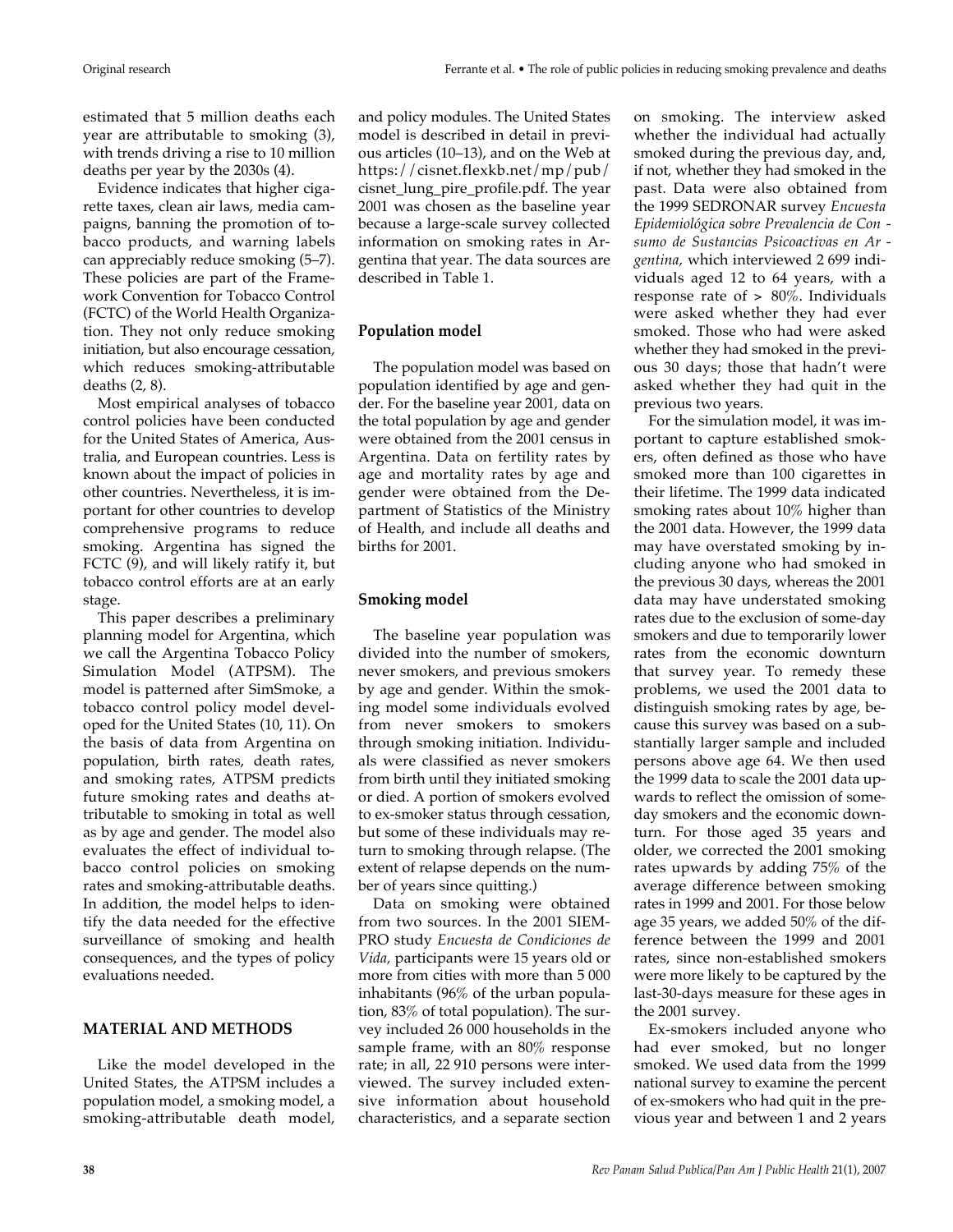estimated that 5 million deaths each year are attributable to smoking (3), with trends driving a rise to 10 million deaths per year by the 2030s (4).

Evidence indicates that higher cigarette taxes, clean air laws, media campaigns, banning the promotion of tobacco products, and warning labels can appreciably reduce smoking (5–7). These policies are part of the Framework Convention for Tobacco Control (FCTC) of the World Health Organization. They not only reduce smoking initiation, but also encourage cessation, which reduces smoking-attributable deaths (2, 8).

Most empirical analyses of tobacco control policies have been conducted for the United States of America, Australia, and European countries. Less is known about the impact of policies in other countries. Nevertheless, it is important for other countries to develop comprehensive programs to reduce smoking. Argentina has signed the FCTC (9), and will likely ratify it, but tobacco control efforts are at an early stage.

This paper describes a preliminary planning model for Argentina, which we call the Argentina Tobacco Policy Simulation Model (ATPSM). The model is patterned after SimSmoke, a tobacco control policy model developed for the United States (10, 11). On the basis of data from Argentina on population, birth rates, death rates, and smoking rates, ATPSM predicts future smoking rates and deaths attributable to smoking in total as well as by age and gender. The model also evaluates the effect of individual tobacco control policies on smoking rates and smoking-attributable deaths. In addition, the model helps to identify the data needed for the effective surveillance of smoking and health consequences, and the types of policy evaluations needed.

## MATERIAL AND METHODS

Like the model developed in the United States, the ATPSM includes a population model, a smoking model, a smoking-attributable death model, and policy modules. The United States model is described in detail in previous articles (10–13), and on the Web at https://cisnet.flexkb.net/mp/pub/cisnet_lung_pire_profile.pdf. The year 2001 was chosen as the baseline year because a large-scale survey collected information on smoking rates in Argentina that year. The data sources are described in Table 1.

### Population model

The population model was based on population identified by age and gender. For the baseline year 2001, data on the total population by age and gender were obtained from the 2001 census in Argentina. Data on fertility rates by age and mortality rates by age and gender were obtained from the Department of Statistics of the Ministry of Health, and include all deaths and births for 2001.

### Smoking model

The baseline year population was divided into the number of smokers, never smokers, and previous smokers by age and gender. Within the smoking model some individuals evolved from never smokers to smokers through smoking initiation. Individuals were classified as never smokers from birth until they initiated smoking or died. A portion of smokers evolved to ex-smoker status through cessation, but some of these individuals may return to smoking through relapse. (The extent of relapse depends on the number of years since quitting.)

Data on smoking were obtained from two sources. In the 2001 SIEMPRO study *Encuesta de Condiciones de Vida,* participants were 15 years old or more from cities with more than 5 000 inhabitants (96% of the urban population, 83% of total population). The survey included 26 000 households in the sample frame, with an 80% response rate; in all, 22 910 persons were interviewed. The survey included extensive information about household characteristics, and a separate section on smoking. The interview asked whether the individual had actually smoked during the previous day, and, if not, whether they had smoked in the past. Data were also obtained from the 1999 SEDRONAR survey *Encuesta Epidemiológica sobre Prevalencia de Consumo de Sustancias Psicoactivas en Argentina,* which interviewed 2 699 individuals aged 12 to 64 years, with a response rate of > 80%. Individuals were asked whether they had ever smoked. Those who had were asked whether they had smoked in the previous 30 days; those that hadn't were asked whether they had quit in the previous two years.

For the simulation model, it was important to capture established smokers, often defined as those who have smoked more than 100 cigarettes in their lifetime. The 1999 data indicated smoking rates about 10% higher than the 2001 data. However, the 1999 data may have overstated smoking by including anyone who had smoked in the previous 30 days, whereas the 2001 data may have understated smoking rates due to the exclusion of some-day smokers and due to temporarily lower rates from the economic downturn that survey year. To remedy these problems, we used the 2001 data to distinguish smoking rates by age, because this survey was based on a substantially larger sample and included persons above age 64. We then used the 1999 data to scale the 2001 data upwards to reflect the omission of some-day smokers and the economic downturn. For those aged 35 years and older, we corrected the 2001 smoking rates upwards by adding 75% of the average difference between smoking rates in 1999 and 2001. For those below age 35 years, we added 50% of the difference between the 1999 and 2001 rates, since non-established smokers were more likely to be captured by the last-30-days measure for these ages in the 2001 survey.

Ex-smokers included anyone who had ever smoked, but no longer smoked. We used data from the 1999 national survey to examine the percent of ex-smokers who had quit in the previous year and between 1 and 2 years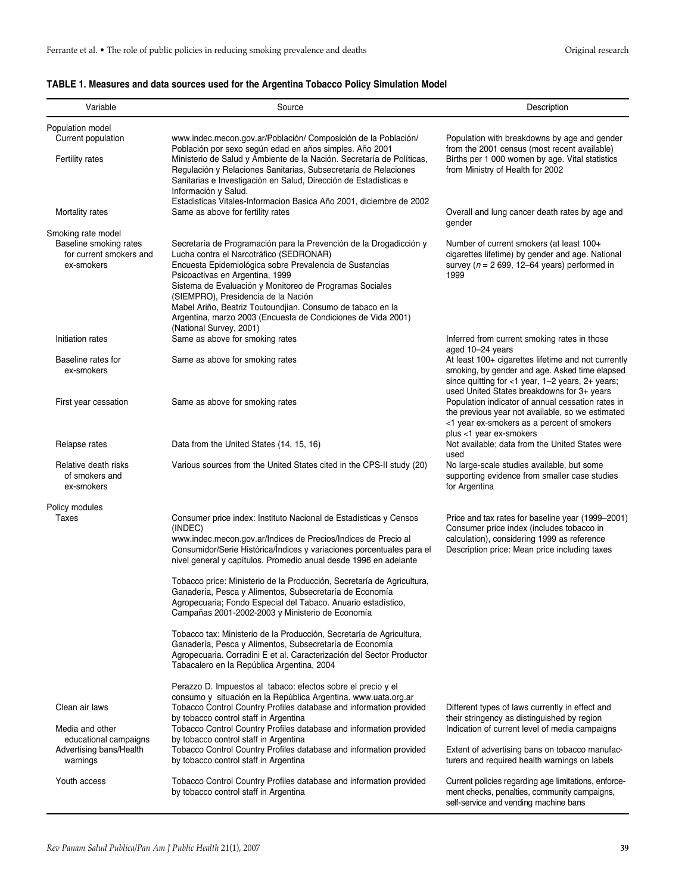**TABLE 1. Measures and data sources used for the Argentina Tobacco Policy Simulation Model**

| Variable | Source | Description |
|---|---|---|
| Population model | | |
| Current population | www.indec.mecon.gov.ar/Población/ Composición de la Población/ Población por sexo según edad en años simples. Año 2001 | Population with breakdowns by age and gender from the 2001 census (most recent available) |
| Fertility rates | Ministerio de Salud y Ambiente de la Nación. Secretaría de Políticas, Regulación y Relaciones Sanitarias, Subsecretaría de Relaciones Sanitarias e Investigación en Salud, Dirección de Estadísticas e Información y Salud. Estadisticas Vitales-Informacion Basica Año 2001, diciembre de 2002 | Births per 1 000 women by age. Vital statistics from Ministry of Health for 2002 |
| Mortality rates | Same as above for fertility rates | Overall and lung cancer death rates by age and gender |
| Smoking rate model | | |
| Baseline smoking rates for current smokers and ex-smokers | Secretaría de Programación para la Prevención de la Drogadicción y Lucha contra el Narcotráfico (SEDRONAR) Encuesta Epidemiológica sobre Prevalencia de Sustancias Psicoactivas en Argentina, 1999 Sistema de Evaluación y Monitoreo de Programas Sociales (SIEMPRO), Presidencia de la Nación Mabel Ariño, Beatriz Toutoundjian. Consumo de tabaco en la Argentina, marzo 2003 (Encuesta de Condiciones de Vida 2001) (National Survey, 2001) | Number of current smokers (at least 100+ cigarettes lifetime) by gender and age. National survey ($n$ = 2 699, 12–64 years) performed in 1999 |
| Initiation rates | Same as above for smoking rates | Inferred from current smoking rates in those aged 10–24 years |
| Baseline rates for ex-smokers | Same as above for smoking rates | At least 100+ cigarettes lifetime and not currently smoking, by gender and age. Asked time elapsed since quitting for <1 year, 1–2 years, 2+ years; used United States breakdowns for 3+ years |
| First year cessation | Same as above for smoking rates | Population indicator of annual cessation rates in the previous year not available, so we estimated <1 year ex-smokers as a percent of smokers plus <1 year ex-smokers |
| Relapse rates | Data from the United States (14, 15, 16) | Not available; data from the United States were used |
| Relative death risks of smokers and ex-smokers | Various sources from the United States cited in the CPS-II study (20) | No large-scale studies available, but some supporting evidence from smaller case studies for Argentina |
| Policy modules | | |
| Taxes | Consumer price index: Instituto Nacional de Estadísticas y Censos (INDEC) www.indec.mecon.gov.ar/Indices de Precios/Indices de Precio al Consumidor/Serie Histórica/Índices y variaciones porcentuales para el nivel general y capítulos. Promedio anual desde 1996 en adelante<br><br>Tobacco price: Ministerio de la Producción, Secretaría de Agricultura, Ganadería, Pesca y Alimentos, Subsecretaría de Economía Agropecuaria; Fondo Especial del Tabaco. Anuario estadístico, Campañas 2001-2002-2003 y Ministerio de Economía<br><br>Tobacco tax: Ministerio de la Producción, Secretaría de Agricultura, Ganadería, Pesca y Alimentos, Subsecretaría de Economía Agropecuaria. Corradini E et al. Caracterización del Sector Productor Tabacalero en la República Argentina, 2004<br><br>Perazzo D. Impuestos al tabaco: efectos sobre el precio y el consumo y situación en la República Argentina. www.uata.org.ar | Price and tax rates for baseline year (1999–2001) Consumer price index (includes tobacco in calculation), considering 1999 as reference Description price: Mean price including taxes |
| Clean air laws | Tobacco Control Country Profiles database and information provided by tobacco control staff in Argentina | Different types of laws currently in effect and their stringency as distinguished by region |
| Media and other educational campaigns | Tobacco Control Country Profiles database and information provided by tobacco control staff in Argentina | Indication of current level of media campaigns |
| Advertising bans/Health warnings | Tobacco Control Country Profiles database and information provided by tobacco control staff in Argentina | Extent of advertising bans on tobacco manufacturers and required health warnings on labels |
| Youth access | Tobacco Control Country Profiles database and information provided by tobacco control staff in Argentina | Current policies regarding age limitations, enforcement checks, penalties, community campaigns, self-service and vending machine bans |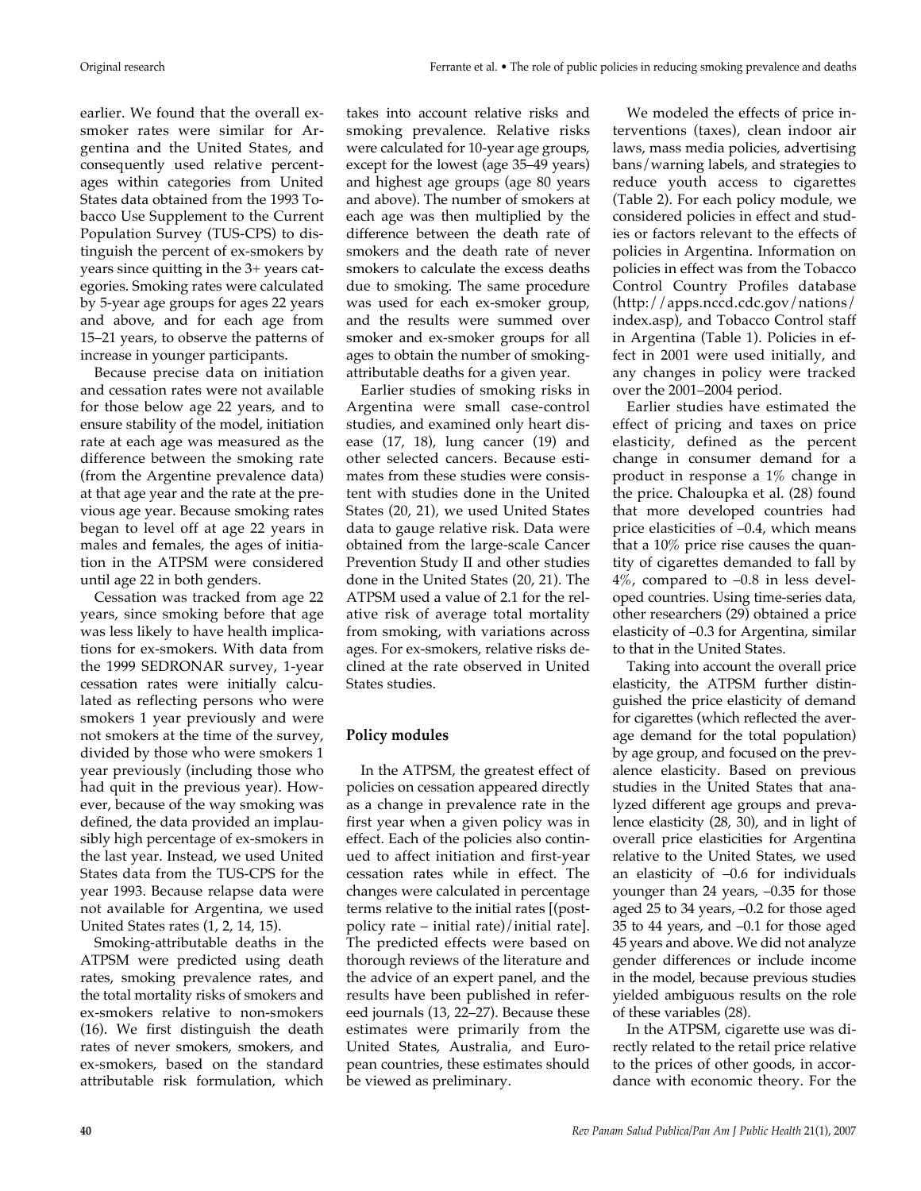earlier. We found that the overall ex-smoker rates were similar for Argentina and the United States, and consequently used relative percentages within categories from United States data obtained from the 1993 Tobacco Use Supplement to the Current Population Survey (TUS-CPS) to distinguish the percent of ex-smokers by years since quitting in the 3+ years categories. Smoking rates were calculated by 5-year age groups for ages 22 years and above, and for each age from 15–21 years, to observe the patterns of increase in younger participants.

Because precise data on initiation and cessation rates were not available for those below age 22 years, and to ensure stability of the model, initiation rate at each age was measured as the difference between the smoking rate (from the Argentine prevalence data) at that age year and the rate at the previous age year. Because smoking rates began to level off at age 22 years in males and females, the ages of initiation in the ATPSM were considered until age 22 in both genders.

Cessation was tracked from age 22 years, since smoking before that age was less likely to have health implications for ex-smokers. With data from the 1999 SEDRONAR survey, 1-year cessation rates were initially calculated as reflecting persons who were smokers 1 year previously and were not smokers at the time of the survey, divided by those who were smokers 1 year previously (including those who had quit in the previous year). However, because of the way smoking was defined, the data provided an implausibly high percentage of ex-smokers in the last year. Instead, we used United States data from the TUS-CPS for the year 1993. Because relapse data were not available for Argentina, we used United States rates (1, 2, 14, 15).

Smoking-attributable deaths in the ATPSM were predicted using death rates, smoking prevalence rates, and the total mortality risks of smokers and ex-smokers relative to non-smokers (16). We first distinguish the death rates of never smokers, smokers, and ex-smokers, based on the standard attributable risk formulation, which takes into account relative risks and smoking prevalence. Relative risks were calculated for 10-year age groups, except for the lowest (age 35–49 years) and highest age groups (age 80 years and above). The number of smokers at each age was then multiplied by the difference between the death rate of smokers and the death rate of never smokers to calculate the excess deaths due to smoking. The same procedure was used for each ex-smoker group, and the results were summed over smoker and ex-smoker groups for all ages to obtain the number of smoking-attributable deaths for a given year.

Earlier studies of smoking risks in Argentina were small case-control studies, and examined only heart disease (17, 18), lung cancer (19) and other selected cancers. Because estimates from these studies were consistent with studies done in the United States (20, 21), we used United States data to gauge relative risk. Data were obtained from the large-scale Cancer Prevention Study II and other studies done in the United States (20, 21). The ATPSM used a value of 2.1 for the relative risk of average total mortality from smoking, with variations across ages. For ex-smokers, relative risks declined at the rate observed in United States studies.

## Policy modules

In the ATPSM, the greatest effect of policies on cessation appeared directly as a change in prevalence rate in the first year when a given policy was in effect. Each of the policies also continued to affect initiation and first-year cessation rates while in effect. The changes were calculated in percentage terms relative to the initial rates [(post-policy rate – initial rate)/initial rate]. The predicted effects were based on thorough reviews of the literature and the advice of an expert panel, and the results have been published in refereed journals (13, 22–27). Because these estimates were primarily from the United States, Australia, and European countries, these estimates should be viewed as preliminary.

We modeled the effects of price interventions (taxes), clean indoor air laws, mass media policies, advertising bans/warning labels, and strategies to reduce youth access to cigarettes (Table 2). For each policy module, we considered policies in effect and studies or factors relevant to the effects of policies in Argentina. Information on policies in effect was from the Tobacco Control Country Profiles database (http://apps.nccd.cdc.gov/nations/index.asp), and Tobacco Control staff in Argentina (Table 1). Policies in effect in 2001 were used initially, and any changes in policy were tracked over the 2001–2004 period.

Earlier studies have estimated the effect of pricing and taxes on price elasticity, defined as the percent change in consumer demand for a product in response a 1% change in the price. Chaloupka et al. (28) found that more developed countries had price elasticities of –0.4, which means that a 10% price rise causes the quantity of cigarettes demanded to fall by 4%, compared to –0.8 in less developed countries. Using time-series data, other researchers (29) obtained a price elasticity of –0.3 for Argentina, similar to that in the United States.

Taking into account the overall price elasticity, the ATPSM further distinguished the price elasticity of demand for cigarettes (which reflected the average demand for the total population) by age group, and focused on the prevalence elasticity. Based on previous studies in the United States that analyzed different age groups and prevalence elasticity (28, 30), and in light of overall price elasticities for Argentina relative to the United States, we used an elasticity of –0.6 for individuals younger than 24 years, –0.35 for those aged 25 to 34 years, –0.2 for those aged 35 to 44 years, and –0.1 for those aged 45 years and above. We did not analyze gender differences or include income in the model, because previous studies yielded ambiguous results on the role of these variables (28).

In the ATPSM, cigarette use was directly related to the retail price relative to the prices of other goods, in accordance with economic theory. For the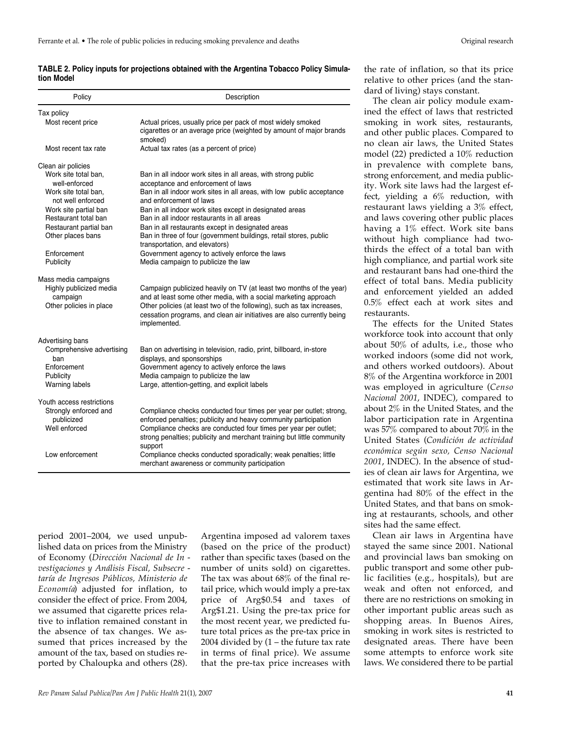**TABLE 2. Policy inputs for projections obtained with the Argentina Tobacco Policy Simulation Model**

| Policy | Description |
|---|---|
| Tax policy | |
| Most recent price | Actual prices, usually price per pack of most widely smoked cigarettes or an average price (weighted by amount of major brands smoked) |
| Most recent tax rate | Actual tax rates (as a percent of price) |
| Clean air policies | |
| Work site total ban, well-enforced | Ban in all indoor work sites in all areas, with strong public acceptance and enforcement of laws |
| Work site total ban, not well enforced | Ban in all indoor work sites in all areas, with low public acceptance and enforcement of laws |
| Work site partial ban | Ban in all indoor work sites except in designated areas |
| Restaurant total ban | Ban in all indoor restaurants in all areas |
| Restaurant partial ban | Ban in all restaurants except in designated areas |
| Other places bans | Ban in three of four (government buildings, retail stores, public transportation, and elevators) |
| Enforcement | Government agency to actively enforce the laws |
| Publicity | Media campaign to publicize the law |
| Mass media campaigns | |
| Highly publicized media campaign | Campaign publicized heavily on TV (at least two months of the year) and at least some other media, with a social marketing approach |
| Other policies in place | Other policies (at least two of the following), such as tax increases, cessation programs, and clean air initiatives are also currently being implemented. |
| Advertising bans | |
| Comprehensive advertising ban | Ban on advertising in television, radio, print, billboard, in-store displays, and sponsorships |
| Enforcement | Government agency to actively enforce the laws |
| Publicity | Media campaign to publicize the law |
| Warning labels | Large, attention-getting, and explicit labels |
| Youth access restrictions | |
| Strongly enforced and publicized | Compliance checks conducted four times per year per outlet; strong, enforced penalties; publicity and heavy community participation |
| Well enforced | Compliance checks are conducted four times per year per outlet; strong penalties; publicity and merchant training but little community support |
| Low enforcement | Compliance checks conducted sporadically; weak penalties; little merchant awareness or community participation |

period 2001–2004, we used unpublished data on prices from the Ministry of Economy (*Dirección Nacional de Investigaciones y Análisis Fiscal, Subsecretaría de Ingresos Públicos, Ministerio de Economía*) adjusted for inflation, to consider the effect of price. From 2004, we assumed that cigarette prices relative to inflation remained constant in the absence of tax changes. We assumed that prices increased by the amount of the tax, based on studies reported by Chaloupka and others (28).

Argentina imposed ad valorem taxes (based on the price of the product) rather than specific taxes (based on the number of units sold) on cigarettes. The tax was about 68% of the final retail price, which would imply a pre-tax price of Arg$0.54 and taxes of Arg$1.21. Using the pre-tax price for the most recent year, we predicted future total prices as the pre-tax price in 2004 divided by (1 – the future tax rate in terms of final price). We assume that the pre-tax price increases with the rate of inflation, so that its price relative to other prices (and the standard of living) stays constant.

The clean air policy module examined the effect of laws that restricted smoking in work sites, restaurants, and other public places. Compared to no clean air laws, the United States model (22) predicted a 10% reduction in prevalence with complete bans, strong enforcement, and media publicity. Work site laws had the largest effect, yielding a 6% reduction, with restaurant laws yielding a 3% effect, and laws covering other public places having a 1% effect. Work site bans without high compliance had two-thirds the effect of a total ban with high compliance, and partial work site and restaurant bans had one-third the effect of total bans. Media publicity and enforcement yielded an added 0.5% effect each at work sites and restaurants.

The effects for the United States workforce took into account that only about 50% of adults, i.e., those who worked indoors (some did not work, and others worked outdoors). About 8% of the Argentina workforce in 2001 was employed in agriculture (*Censo Nacional 2001*, INDEC), compared to about 2% in the United States, and the labor participation rate in Argentina was 57% compared to about 70% in the United States (*Condición de actividad económica según sexo, Censo Nacional 2001*, INDEC). In the absence of studies of clean air laws for Argentina, we estimated that work site laws in Argentina had 80% of the effect in the United States, and that bans on smoking at restaurants, schools, and other sites had the same effect.

Clean air laws in Argentina have stayed the same since 2001. National and provincial laws ban smoking on public transport and some other public facilities (e.g., hospitals), but are weak and often not enforced, and there are no restrictions on smoking in other important public areas such as shopping areas. In Buenos Aires, smoking in work sites is restricted to designated areas. There have been some attempts to enforce work site laws. We considered there to be partial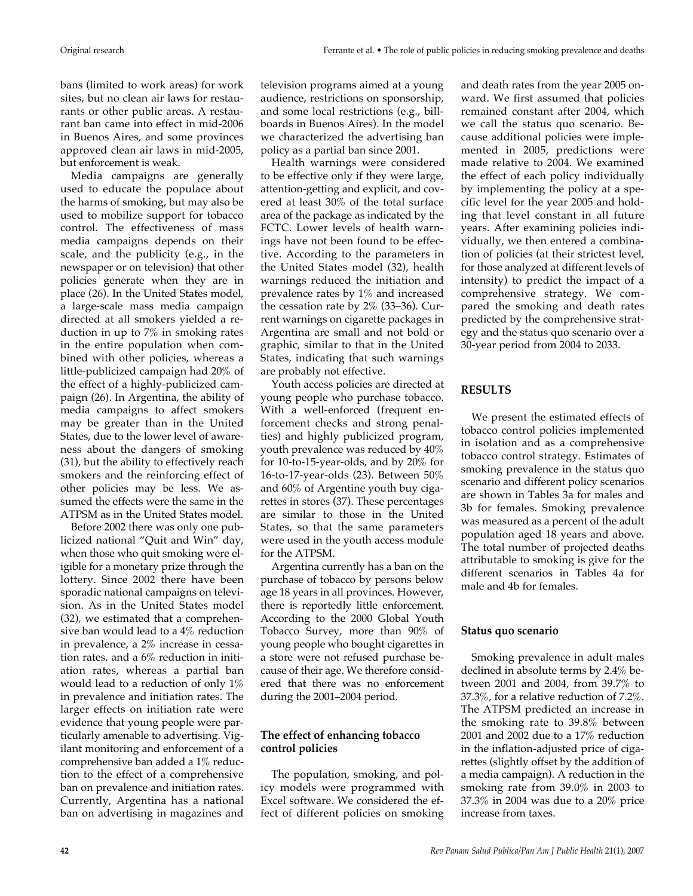bans (limited to work areas) for work sites, but no clean air laws for restaurants or other public areas. A restaurant ban came into effect in mid-2006 in Buenos Aires, and some provinces approved clean air laws in mid-2005, but enforcement is weak.

Media campaigns are generally used to educate the populace about the harms of smoking, but may also be used to mobilize support for tobacco control. The effectiveness of mass media campaigns depends on their scale, and the publicity (e.g., in the newspaper or on television) that other policies generate when they are in place (26). In the United States model, a large-scale mass media campaign directed at all smokers yielded a reduction in up to 7% in smoking rates in the entire population when combined with other policies, whereas a little-publicized campaign had 20% of the effect of a highly-publicized campaign (26). In Argentina, the ability of media campaigns to affect smokers may be greater than in the United States, due to the lower level of awareness about the dangers of smoking (31), but the ability to effectively reach smokers and the reinforcing effect of other policies may be less. We assumed the effects were the same in the ATPSM as in the United States model.

Before 2002 there was only one publicized national "Quit and Win" day, when those who quit smoking were eligible for a monetary prize through the lottery. Since 2002 there have been sporadic national campaigns on television. As in the United States model (32), we estimated that a comprehensive ban would lead to a 4% reduction in prevalence, a 2% increase in cessation rates, and a 6% reduction in initiation rates, whereas a partial ban would lead to a reduction of only 1% in prevalence and initiation rates. The larger effects on initiation rate were evidence that young people were particularly amenable to advertising. Vigilant monitoring and enforcement of a comprehensive ban added a 1% reduction to the effect of a comprehensive ban on prevalence and initiation rates. Currently, Argentina has a national ban on advertising in magazines and television programs aimed at a young audience, restrictions on sponsorship, and some local restrictions (e.g., billboards in Buenos Aires). In the model we characterized the advertising ban policy as a partial ban since 2001.

Health warnings were considered to be effective only if they were large, attention-getting and explicit, and covered at least 30% of the total surface area of the package as indicated by the FCTC. Lower levels of health warnings have not been found to be effective. According to the parameters in the United States model (32), health warnings reduced the initiation and prevalence rates by 1% and increased the cessation rate by 2% (33–36). Current warnings on cigarette packages in Argentina are small and not bold or graphic, similar to that in the United States, indicating that such warnings are probably not effective.

Youth access policies are directed at young people who purchase tobacco. With a well-enforced (frequent enforcement checks and strong penalties) and highly publicized program, youth prevalence was reduced by 40% for 10-to-15-year-olds, and by 20% for 16-to-17-year-olds (23). Between 50% and 60% of Argentine youth buy cigarettes in stores (37). These percentages are similar to those in the United States, so that the same parameters were used in the youth access module for the ATPSM.

Argentina currently has a ban on the purchase of tobacco by persons below age 18 years in all provinces. However, there is reportedly little enforcement. According to the 2000 Global Youth Tobacco Survey, more than 90% of young people who bought cigarettes in a store were not refused purchase because of their age. We therefore considered that there was no enforcement during the 2001–2004 period.

### The effect of enhancing tobacco control policies

The population, smoking, and policy models were programmed with Excel software. We considered the effect of different policies on smoking and death rates from the year 2005 onward. We first assumed that policies remained constant after 2004, which we call the status quo scenario. Because additional policies were implemented in 2005, predictions were made relative to 2004. We examined the effect of each policy individually by implementing the policy at a specific level for the year 2005 and holding that level constant in all future years. After examining policies individually, we then entered a combination of policies (at their strictest level, for those analyzed at different levels of intensity) to predict the impact of a comprehensive strategy. We compared the smoking and death rates predicted by the comprehensive strategy and the status quo scenario over a 30-year period from 2004 to 2033.

## RESULTS

We present the estimated effects of tobacco control policies implemented in isolation and as a comprehensive tobacco control strategy. Estimates of smoking prevalence in the status quo scenario and different policy scenarios are shown in Tables 3a for males and 3b for females. Smoking prevalence was measured as a percent of the adult population aged 18 years and above. The total number of projected deaths attributable to smoking is give for the different scenarios in Tables 4a for male and 4b for females.

### Status quo scenario

Smoking prevalence in adult males declined in absolute terms by 2.4% between 2001 and 2004, from 39.7% to 37.3%, for a relative reduction of 7.2%. The ATPSM predicted an increase in the smoking rate to 39.8% between 2001 and 2002 due to a 17% reduction in the inflation-adjusted price of cigarettes (slightly offset by the addition of a media campaign). A reduction in the smoking rate from 39.0% in 2003 to 37.3% in 2004 was due to a 20% price increase from taxes.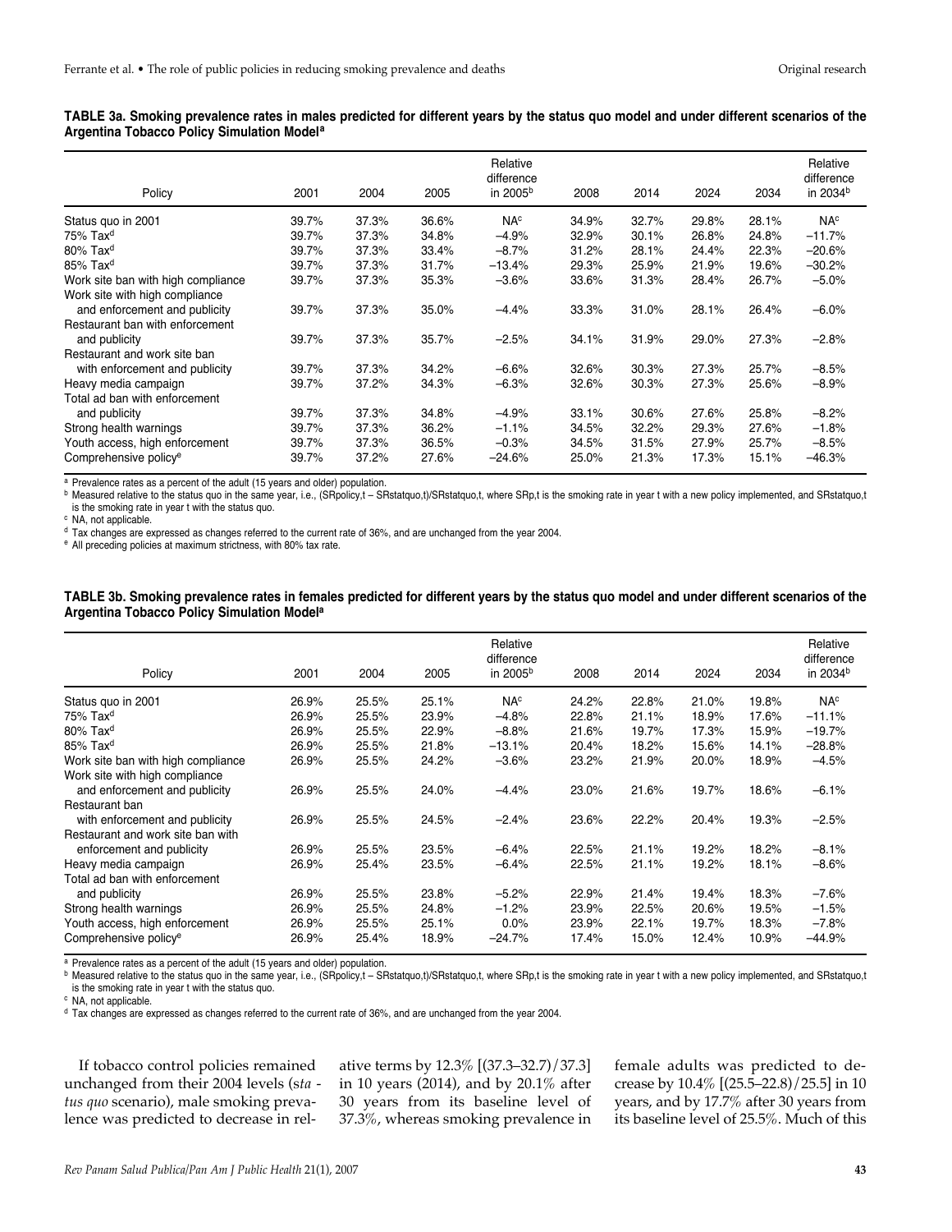**TABLE 3a. Smoking prevalence rates in males predicted for different years by the status quo model and under different scenarios of the Argentina Tobacco Policy Simulation Model[a]**

| Policy | 2001 | 2004 | 2005 | Relative difference in 2005[b] | 2008 | 2014 | 2024 | 2034 | Relative difference in 2034[b] |
|---|---|---|---|---|---|---|---|---|---|
| Status quo in 2001 | 39.7% | 37.3% | 36.6% | NA[c] | 34.9% | 32.7% | 29.8% | 28.1% | NA[c] |
| 75% Tax[d] | 39.7% | 37.3% | 34.8% | –4.9% | 32.9% | 30.1% | 26.8% | 24.8% | –11.7% |
| 80% Tax[d] | 39.7% | 37.3% | 33.4% | –8.7% | 31.2% | 28.1% | 24.4% | 22.3% | –20.6% |
| 85% Tax[d] | 39.7% | 37.3% | 31.7% | –13.4% | 29.3% | 25.9% | 21.9% | 19.6% | –30.2% |
| Work site ban with high compliance | 39.7% | 37.3% | 35.3% | –3.6% | 33.6% | 31.3% | 28.4% | 26.7% | –5.0% |
| Work site with high compliance and enforcement and publicity | 39.7% | 37.3% | 35.0% | –4.4% | 33.3% | 31.0% | 28.1% | 26.4% | –6.0% |
| Restaurant ban with enforcement and publicity | 39.7% | 37.3% | 35.7% | –2.5% | 34.1% | 31.9% | 29.0% | 27.3% | –2.8% |
| Restaurant and work site ban with enforcement and publicity | 39.7% | 37.3% | 34.2% | –6.6% | 32.6% | 30.3% | 27.3% | 25.7% | –8.5% |
| Heavy media campaign | 39.7% | 37.2% | 34.3% | –6.3% | 32.6% | 30.3% | 27.3% | 25.6% | –8.9% |
| Total ad ban with enforcement and publicity | 39.7% | 37.3% | 34.8% | –4.9% | 33.1% | 30.6% | 27.6% | 25.8% | –8.2% |
| Strong health warnings | 39.7% | 37.3% | 36.2% | –1.1% | 34.5% | 32.2% | 29.3% | 27.6% | –1.8% |
| Youth access, high enforcement | 39.7% | 37.3% | 36.5% | –0.3% | 34.5% | 31.5% | 27.9% | 25.7% | –8.5% |
| Comprehensive policy[e] | 39.7% | 37.2% | 27.6% | –24.6% | 25.0% | 21.3% | 17.3% | 15.1% | –46.3% |

[a] Prevalence rates as a percent of the adult (15 years and older) population.
[b] Measured relative to the status quo in the same year, i.e., (SRpolicy,t – SRstatquo,t)/SRstatquo,t, where SRp,t is the smoking rate in year t with a new policy implemented, and SRstatquo,t is the smoking rate in year t with the status quo.
[c] NA, not applicable.
[d] Tax changes are expressed as changes referred to the current rate of 36%, and are unchanged from the year 2004.
[e] All preceding policies at maximum strictness, with 80% tax rate.

**TABLE 3b. Smoking prevalence rates in females predicted for different years by the status quo model and under different scenarios of the Argentina Tobacco Policy Simulation Model[a]**

| Policy | 2001 | 2004 | 2005 | Relative difference in 2005[b] | 2008 | 2014 | 2024 | 2034 | Relative difference in 2034[b] |
|---|---|---|---|---|---|---|---|---|---|
| Status quo in 2001 | 26.9% | 25.5% | 25.1% | NA[c] | 24.2% | 22.8% | 21.0% | 19.8% | NA[c] |
| 75% Tax[d] | 26.9% | 25.5% | 23.9% | –4.8% | 22.8% | 21.1% | 18.9% | 17.6% | –11.1% |
| 80% Tax[d] | 26.9% | 25.5% | 22.9% | –8.8% | 21.6% | 19.7% | 17.3% | 15.9% | –19.7% |
| 85% Tax[d] | 26.9% | 25.5% | 21.8% | –13.1% | 20.4% | 18.2% | 15.6% | 14.1% | –28.8% |
| Work site ban with high compliance | 26.9% | 25.5% | 24.2% | –3.6% | 23.2% | 21.9% | 20.0% | 18.9% | –4.5% |
| Work site with high compliance and enforcement and publicity | 26.9% | 25.5% | 24.0% | –4.4% | 23.0% | 21.6% | 19.7% | 18.6% | –6.1% |
| Restaurant ban with enforcement and publicity | 26.9% | 25.5% | 24.5% | –2.4% | 23.6% | 22.2% | 20.4% | 19.3% | –2.5% |
| Restaurant and work site ban with enforcement and publicity | 26.9% | 25.5% | 23.5% | –6.4% | 22.5% | 21.1% | 19.2% | 18.2% | –8.1% |
| Heavy media campaign | 26.9% | 25.4% | 23.5% | –6.4% | 22.5% | 21.1% | 19.2% | 18.1% | –8.6% |
| Total ad ban with enforcement and publicity | 26.9% | 25.5% | 23.8% | –5.2% | 22.9% | 21.4% | 19.4% | 18.3% | –7.6% |
| Strong health warnings | 26.9% | 25.5% | 24.8% | –1.2% | 23.9% | 22.5% | 20.6% | 19.5% | –1.5% |
| Youth access, high enforcement | 26.9% | 25.5% | 25.1% | 0.0% | 23.9% | 22.1% | 19.7% | 18.3% | –7.8% |
| Comprehensive policy[e] | 26.9% | 25.4% | 18.9% | –24.7% | 17.4% | 15.0% | 12.4% | 10.9% | –44.9% |

[a] Prevalence rates as a percent of the adult (15 years and older) population.
[b] Measured relative to the status quo in the same year, i.e., (SRpolicy,t – SRstatquo,t)/SRstatquo,t, where SRp,t is the smoking rate in year t with a new policy implemented, and SRstatquo,t is the smoking rate in year t with the status quo.
[c] NA, not applicable.
[d] Tax changes are expressed as changes referred to the current rate of 36%, and are unchanged from the year 2004.

If tobacco control policies remained unchanged from their 2004 levels (*status quo* scenario), male smoking prevalence was predicted to decrease in relative terms by 12.3% [(37.3–32.7)/37.3] in 10 years (2014), and by 20.1% after 30 years from its baseline level of 37.3%, whereas smoking prevalence in female adults was predicted to decrease by 10.4% [(25.5–22.8)/25.5] in 10 years, and by 17.7% after 30 years from its baseline level of 25.5%. Much of this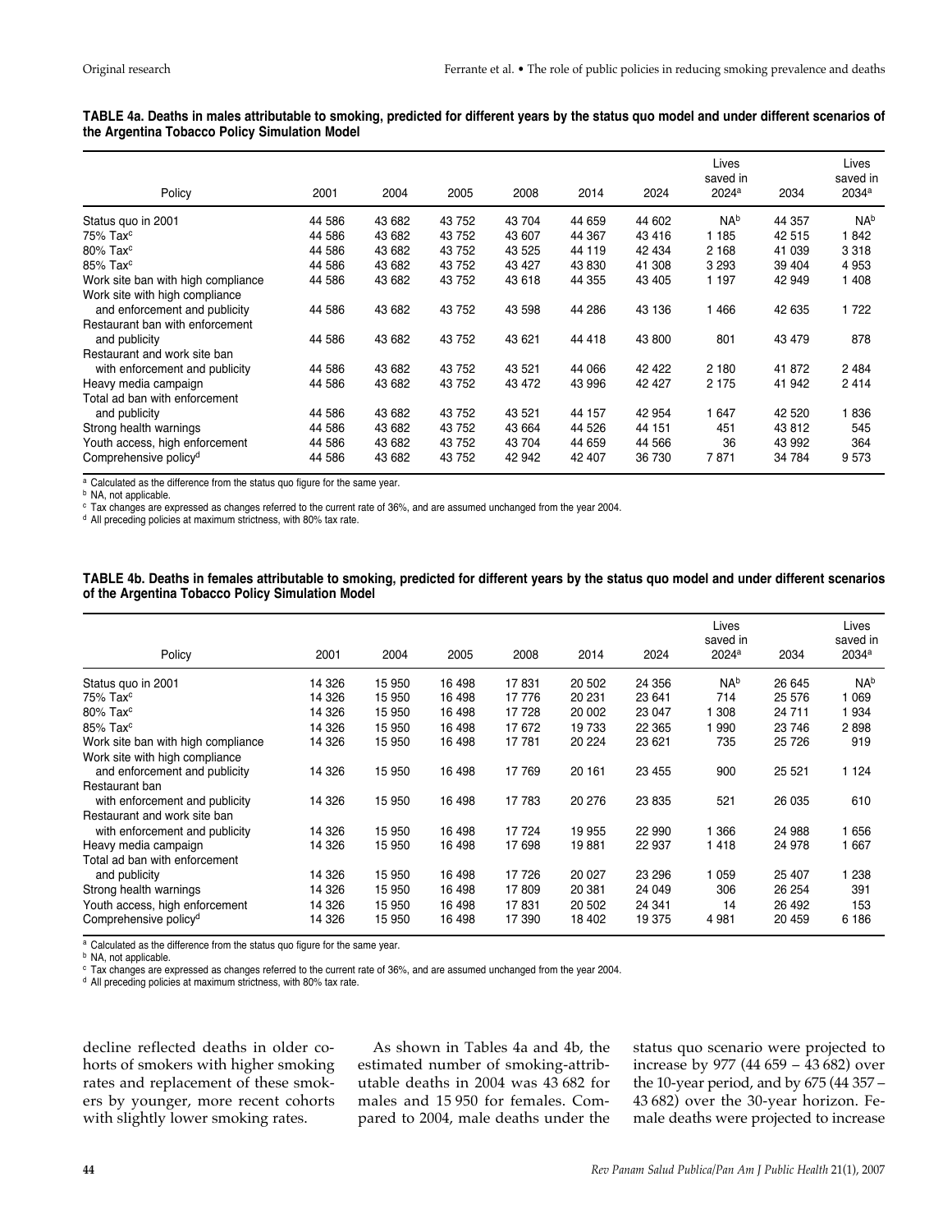**TABLE 4a. Deaths in males attributable to smoking, predicted for different years by the status quo model and under different scenarios of the Argentina Tobacco Policy Simulation Model**

| Policy | 2001 | 2004 | 2005 | 2008 | 2014 | 2024 | Lives saved in 2024[a] | 2034 | Lives saved in 2034[a] |
|---|---|---|---|---|---|---|---|---|---|
| Status quo in 2001 | 44 586 | 43 682 | 43 752 | 43 704 | 44 659 | 44 602 | NA[b] | 44 357 | NA[b] |
| 75% Tax[c] | 44 586 | 43 682 | 43 752 | 43 607 | 44 367 | 43 416 | 1 185 | 42 515 | 1 842 |
| 80% Tax[c] | 44 586 | 43 682 | 43 752 | 43 525 | 44 119 | 42 434 | 2 168 | 41 039 | 3 318 |
| 85% Tax[c] | 44 586 | 43 682 | 43 752 | 43 427 | 43 830 | 41 308 | 3 293 | 39 404 | 4 953 |
| Work site ban with high compliance | 44 586 | 43 682 | 43 752 | 43 618 | 44 355 | 43 405 | 1 197 | 42 949 | 1 408 |
| Work site with high compliance and enforcement and publicity | 44 586 | 43 682 | 43 752 | 43 598 | 44 286 | 43 136 | 1 466 | 42 635 | 1 722 |
| Restaurant ban with enforcement and publicity | 44 586 | 43 682 | 43 752 | 43 621 | 44 418 | 43 800 | 801 | 43 479 | 878 |
| Restaurant and work site ban with enforcement and publicity | 44 586 | 43 682 | 43 752 | 43 521 | 44 066 | 42 422 | 2 180 | 41 872 | 2 484 |
| Heavy media campaign | 44 586 | 43 682 | 43 752 | 43 472 | 43 996 | 42 427 | 2 175 | 41 942 | 2 414 |
| Total ad ban with enforcement and publicity | 44 586 | 43 682 | 43 752 | 43 521 | 44 157 | 42 954 | 1 647 | 42 520 | 1 836 |
| Strong health warnings | 44 586 | 43 682 | 43 752 | 43 664 | 44 526 | 44 151 | 451 | 43 812 | 545 |
| Youth access, high enforcement | 44 586 | 43 682 | 43 752 | 43 704 | 44 659 | 44 566 | 36 | 43 992 | 364 |
| Comprehensive policy[d] | 44 586 | 43 682 | 43 752 | 42 942 | 42 407 | 36 730 | 7 871 | 34 784 | 9 573 |

[a] Calculated as the difference from the status quo figure for the same year.
[b] NA, not applicable.
[c] Tax changes are expressed as changes referred to the current rate of 36%, and are assumed unchanged from the year 2004.
[d] All preceding policies at maximum strictness, with 80% tax rate.

**TABLE 4b. Deaths in females attributable to smoking, predicted for different years by the status quo model and under different scenarios of the Argentina Tobacco Policy Simulation Model**

| Policy | 2001 | 2004 | 2005 | 2008 | 2014 | 2024 | Lives saved in 2024[a] | 2034 | Lives saved in 2034[a] |
|---|---|---|---|---|---|---|---|---|---|
| Status quo in 2001 | 14 326 | 15 950 | 16 498 | 17 831 | 20 502 | 24 356 | NA[b] | 26 645 | NA[b] |
| 75% Tax[c] | 14 326 | 15 950 | 16 498 | 17 776 | 20 231 | 23 641 | 714 | 25 576 | 1 069 |
| 80% Tax[c] | 14 326 | 15 950 | 16 498 | 17 728 | 20 002 | 23 047 | 1 308 | 24 711 | 1 934 |
| 85% Tax[c] | 14 326 | 15 950 | 16 498 | 17 672 | 19 733 | 22 365 | 1 990 | 23 746 | 2 898 |
| Work site ban with high compliance | 14 326 | 15 950 | 16 498 | 17 781 | 20 224 | 23 621 | 735 | 25 726 | 919 |
| Work site with high compliance and enforcement and publicity | 14 326 | 15 950 | 16 498 | 17 769 | 20 161 | 23 455 | 900 | 25 521 | 1 124 |
| Restaurant ban with enforcement and publicity | 14 326 | 15 950 | 16 498 | 17 783 | 20 276 | 23 835 | 521 | 26 035 | 610 |
| Restaurant and work site ban with enforcement and publicity | 14 326 | 15 950 | 16 498 | 17 724 | 19 955 | 22 990 | 1 366 | 24 988 | 1 656 |
| Heavy media campaign | 14 326 | 15 950 | 16 498 | 17 698 | 19 881 | 22 937 | 1 418 | 24 978 | 1 667 |
| Total ad ban with enforcement and publicity | 14 326 | 15 950 | 16 498 | 17 726 | 20 027 | 23 296 | 1 059 | 25 407 | 1 238 |
| Strong health warnings | 14 326 | 15 950 | 16 498 | 17 809 | 20 381 | 24 049 | 306 | 26 254 | 391 |
| Youth access, high enforcement | 14 326 | 15 950 | 16 498 | 17 831 | 20 502 | 24 341 | 14 | 26 492 | 153 |
| Comprehensive policy[d] | 14 326 | 15 950 | 16 498 | 17 390 | 18 402 | 19 375 | 4 981 | 20 459 | 6 186 |

[a] Calculated as the difference from the status quo figure for the same year.
[b] NA, not applicable.
[c] Tax changes are expressed as changes referred to the current rate of 36%, and are assumed unchanged from the year 2004.
[d] All preceding policies at maximum strictness, with 80% tax rate.

decline reflected deaths in older cohorts of smokers with higher smoking rates and replacement of these smokers by younger, more recent cohorts with slightly lower smoking rates.

As shown in Tables 4a and 4b, the estimated number of smoking-attributable deaths in 2004 was 43 682 for males and 15 950 for females. Compared to 2004, male deaths under the status quo scenario were projected to increase by 977 (44 659 – 43 682) over the 10-year period, and by 675 (44 357 – 43 682) over the 30-year horizon. Female deaths were projected to increase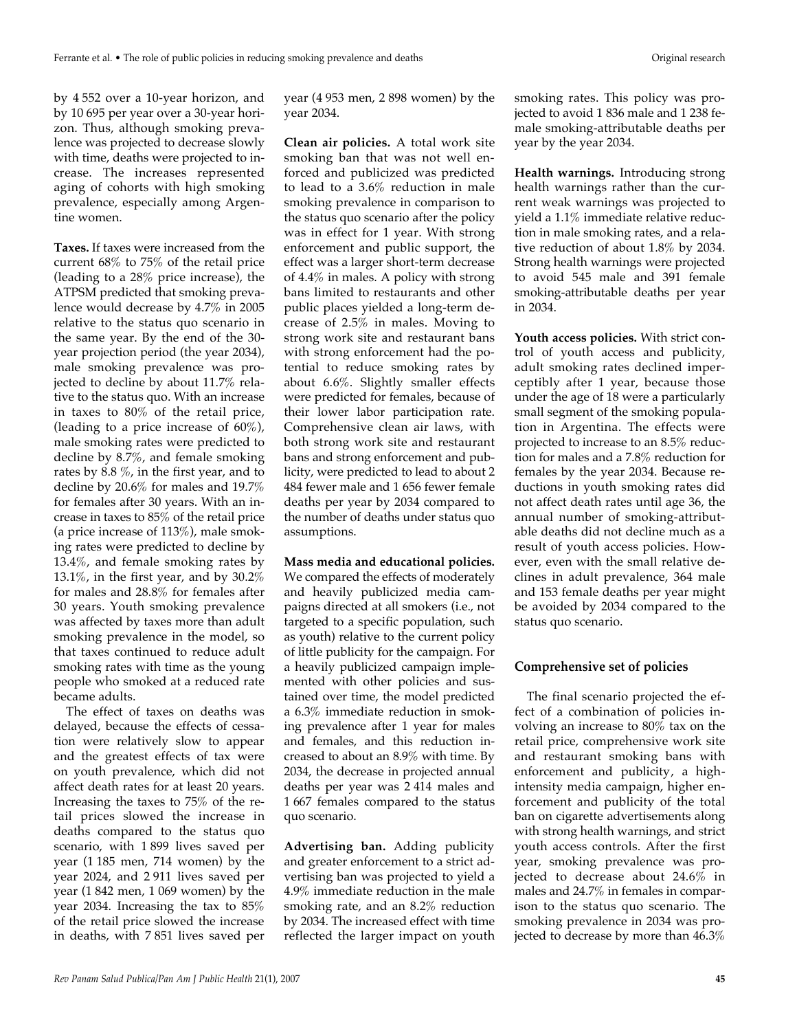by 4 552 over a 10-year horizon, and by 10 695 per year over a 30-year horizon. Thus, although smoking prevalence was projected to decrease slowly with time, deaths were projected to increase. The increases represented aging of cohorts with high smoking prevalence, especially among Argentine women.

**Taxes.** If taxes were increased from the current 68% to 75% of the retail price (leading to a 28% price increase), the ATPSM predicted that smoking prevalence would decrease by 4.7% in 2005 relative to the status quo scenario in the same year. By the end of the 30-year projection period (the year 2034), male smoking prevalence was projected to decline by about 11.7% relative to the status quo. With an increase in taxes to 80% of the retail price, (leading to a price increase of 60%), male smoking rates were predicted to decline by 8.7%, and female smoking rates by 8.8 %, in the first year, and to decline by 20.6% for males and 19.7% for females after 30 years. With an increase in taxes to 85% of the retail price (a price increase of 113%), male smoking rates were predicted to decline by 13.4%, and female smoking rates by 13.1%, in the first year, and by 30.2% for males and 28.8% for females after 30 years. Youth smoking prevalence was affected by taxes more than adult smoking prevalence in the model, so that taxes continued to reduce adult smoking rates with time as the young people who smoked at a reduced rate became adults.

The effect of taxes on deaths was delayed, because the effects of cessation were relatively slow to appear and the greatest effects of tax were on youth prevalence, which did not affect death rates for at least 20 years. Increasing the taxes to 75% of the retail prices slowed the increase in deaths compared to the status quo scenario, with 1 899 lives saved per year (1 185 men, 714 women) by the year 2024, and 2 911 lives saved per year (1 842 men, 1 069 women) by the year 2034. Increasing the tax to 85% of the retail price slowed the increase in deaths, with 7 851 lives saved per year (4 953 men, 2 898 women) by the year 2034.

**Clean air policies.** A total work site smoking ban that was not well enforced and publicized was predicted to lead to a 3.6% reduction in male smoking prevalence in comparison to the status quo scenario after the policy was in effect for 1 year. With strong enforcement and public support, the effect was a larger short-term decrease of 4.4% in males. A policy with strong bans limited to restaurants and other public places yielded a long-term decrease of 2.5% in males. Moving to strong work site and restaurant bans with strong enforcement had the potential to reduce smoking rates by about 6.6%. Slightly smaller effects were predicted for females, because of their lower labor participation rate. Comprehensive clean air laws, with both strong work site and restaurant bans and strong enforcement and publicity, were predicted to lead to about 2 484 fewer male and 1 656 fewer female deaths per year by 2034 compared to the number of deaths under status quo assumptions.

**Mass media and educational policies.** We compared the effects of moderately and heavily publicized media campaigns directed at all smokers (i.e., not targeted to a specific population, such as youth) relative to the current policy of little publicity for the campaign. For a heavily publicized campaign implemented with other policies and sustained over time, the model predicted a 6.3% immediate reduction in smoking prevalence after 1 year for males and females, and this reduction increased to about an 8.9% with time. By 2034, the decrease in projected annual deaths per year was 2 414 males and 1 667 females compared to the status quo scenario.

**Advertising ban.** Adding publicity and greater enforcement to a strict advertising ban was projected to yield a 4.9% immediate reduction in the male smoking rate, and an 8.2% reduction by 2034. The increased effect with time reflected the larger impact on youth smoking rates. This policy was projected to avoid 1 836 male and 1 238 female smoking-attributable deaths per year by the year 2034.

**Health warnings.** Introducing strong health warnings rather than the current weak warnings was projected to yield a 1.1% immediate relative reduction in male smoking rates, and a relative reduction of about 1.8% by 2034. Strong health warnings were projected to avoid 545 male and 391 female smoking-attributable deaths per year in 2034.

**Youth access policies.** With strict control of youth access and publicity, adult smoking rates declined imperceptibly after 1 year, because those under the age of 18 were a particularly small segment of the smoking population in Argentina. The effects were projected to increase to an 8.5% reduction for males and a 7.8% reduction for females by the year 2034. Because reductions in youth smoking rates did not affect death rates until age 36, the annual number of smoking-attributable deaths did not decline much as a result of youth access policies. However, even with the small relative declines in adult prevalence, 364 male and 153 female deaths per year might be avoided by 2034 compared to the status quo scenario.

## Comprehensive set of policies

The final scenario projected the effect of a combination of policies involving an increase to 80% tax on the retail price, comprehensive work site and restaurant smoking bans with enforcement and publicity, a high-intensity media campaign, higher enforcement and publicity of the total ban on cigarette advertisements along with strong health warnings, and strict youth access controls. After the first year, smoking prevalence was projected to decrease about 24.6% in males and 24.7% in females in comparison to the status quo scenario. The smoking prevalence in 2034 was projected to decrease by more than 46.3%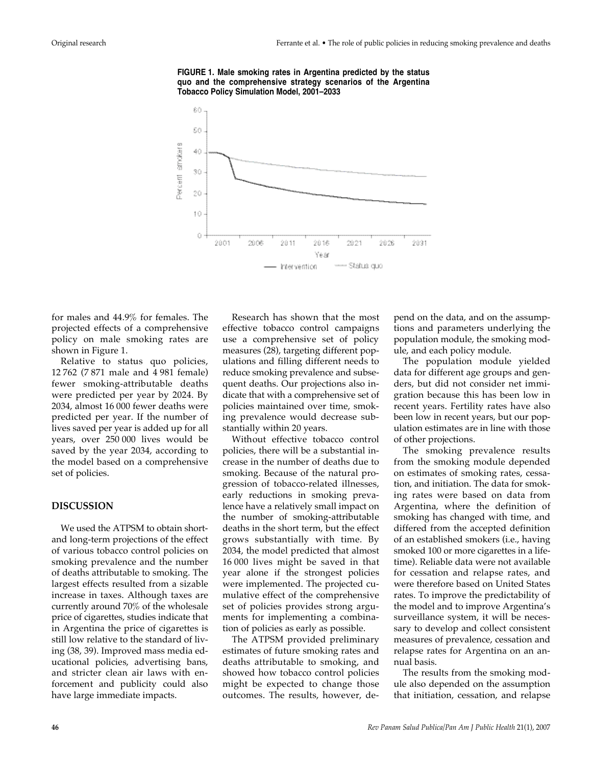**FIGURE 1. Male smoking rates in Argentina predicted by the status quo and the comprehensive strategy scenarios of the Argentina Tobacco Policy Simulation Model, 2001–2033**

for males and 44.9% for females. The projected effects of a comprehensive policy on male smoking rates are shown in Figure 1.

Relative to status quo policies, 12 762 (7 871 male and 4 981 female) fewer smoking-attributable deaths were predicted per year by 2024. By 2034, almost 16 000 fewer deaths were predicted per year. If the number of lives saved per year is added up for all years, over 250 000 lives would be saved by the year 2034, according to the model based on a comprehensive set of policies.

## DISCUSSION

We used the ATPSM to obtain short- and long-term projections of the effect of various tobacco control policies on smoking prevalence and the number of deaths attributable to smoking. The largest effects resulted from a sizable increase in taxes. Although taxes are currently around 70% of the wholesale price of cigarettes, studies indicate that in Argentina the price of cigarettes is still low relative to the standard of living (38, 39). Improved mass media educational policies, advertising bans, and stricter clean air laws with enforcement and publicity could also have large immediate impacts.

Research has shown that the most effective tobacco control campaigns use a comprehensive set of policy measures (28), targeting different populations and filling different needs to reduce smoking prevalence and subsequent deaths. Our projections also indicate that with a comprehensive set of policies maintained over time, smoking prevalence would decrease substantially within 20 years.

Without effective tobacco control policies, there will be a substantial increase in the number of deaths due to smoking. Because of the natural progression of tobacco-related illnesses, early reductions in smoking prevalence have a relatively small impact on the number of smoking-attributable deaths in the short term, but the effect grows substantially with time. By 2034, the model predicted that almost 16 000 lives might be saved in that year alone if the strongest policies were implemented. The projected cumulative effect of the comprehensive set of policies provides strong arguments for implementing a combination of policies as early as possible.

The ATPSM provided preliminary estimates of future smoking rates and deaths attributable to smoking, and showed how tobacco control policies might be expected to change those outcomes. The results, however, depend on the data, and on the assumptions and parameters underlying the population module, the smoking module, and each policy module.

The population module yielded data for different age groups and genders, but did not consider net immigration because this has been low in recent years. Fertility rates have also been low in recent years, but our population estimates are in line with those of other projections.

The smoking prevalence results from the smoking module depended on estimates of smoking rates, cessation, and initiation. The data for smoking rates were based on data from Argentina, where the definition of smoking has changed with time, and differed from the accepted definition of an established smokers (i.e., having smoked 100 or more cigarettes in a lifetime). Reliable data were not available for cessation and relapse rates, and were therefore based on United States rates. To improve the predictability of the model and to improve Argentina's surveillance system, it will be necessary to develop and collect consistent measures of prevalence, cessation and relapse rates for Argentina on an annual basis.

The results from the smoking module also depended on the assumption that initiation, cessation, and relapse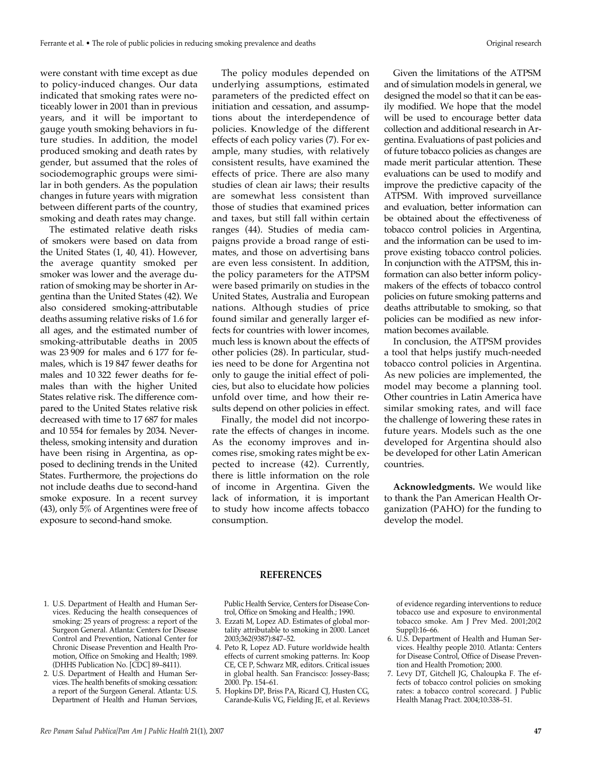were constant with time except as due to policy-induced changes. Our data indicated that smoking rates were noticeably lower in 2001 than in previous years, and it will be important to gauge youth smoking behaviors in future studies. In addition, the model produced smoking and death rates by gender, but assumed that the roles of sociodemographic groups were similar in both genders. As the population changes in future years with migration between different parts of the country, smoking and death rates may change.

The estimated relative death risks of smokers were based on data from the United States (1, 40, 41). However, the average quantity smoked per smoker was lower and the average duration of smoking may be shorter in Argentina than the United States (42). We also considered smoking-attributable deaths assuming relative risks of 1.6 for all ages, and the estimated number of smoking-attributable deaths in 2005 was 23 909 for males and 6 177 for females, which is 19 847 fewer deaths for males and 10 322 fewer deaths for females than with the higher United States relative risk. The difference compared to the United States relative risk decreased with time to 17 687 for males and 10 554 for females by 2034. Nevertheless, smoking intensity and duration have been rising in Argentina, as opposed to declining trends in the United States. Furthermore, the projections do not include deaths due to second-hand smoke exposure. In a recent survey (43), only 5% of Argentines were free of exposure to second-hand smoke.

The policy modules depended on underlying assumptions, estimated parameters of the predicted effect on initiation and cessation, and assumptions about the interdependence of policies. Knowledge of the different effects of each policy varies (7). For example, many studies, with relatively consistent results, have examined the effects of price. There are also many studies of clean air laws; their results are somewhat less consistent than those of studies that examined prices and taxes, but still fall within certain ranges (44). Studies of media campaigns provide a broad range of estimates, and those on advertising bans are even less consistent. In addition, the policy parameters for the ATPSM were based primarily on studies in the United States, Australia and European nations. Although studies of price found similar and generally larger effects for countries with lower incomes, much less is known about the effects of other policies (28). In particular, studies need to be done for Argentina not only to gauge the initial effect of policies, but also to elucidate how policies unfold over time, and how their results depend on other policies in effect.

Finally, the model did not incorporate the effects of changes in income. As the economy improves and incomes rise, smoking rates might be expected to increase (42). Currently, there is little information on the role of income in Argentina. Given the lack of information, it is important to study how income affects tobacco consumption.

Given the limitations of the ATPSM and of simulation models in general, we designed the model so that it can be easily modified. We hope that the model will be used to encourage better data collection and additional research in Argentina. Evaluations of past policies and of future tobacco policies as changes are made merit particular attention. These evaluations can be used to modify and improve the predictive capacity of the ATPSM. With improved surveillance and evaluation, better information can be obtained about the effectiveness of tobacco control policies in Argentina, and the information can be used to improve existing tobacco control policies. In conjunction with the ATPSM, this information can also better inform policymakers of the effects of tobacco control policies on future smoking patterns and deaths attributable to smoking, so that policies can be modified as new information becomes available.

In conclusion, the ATPSM provides a tool that helps justify much-needed tobacco control policies in Argentina. As new policies are implemented, the model may become a planning tool. Other countries in Latin America have similar smoking rates, and will face the challenge of lowering these rates in future years. Models such as the one developed for Argentina should also be developed for other Latin American countries.

**Acknowledgments.** We would like to thank the Pan American Health Organization (PAHO) for the funding to develop the model.

## REFERENCES

1. U.S. Department of Health and Human Services. Reducing the health consequences of smoking: 25 years of progress: a report of the Surgeon General. Atlanta: Centers for Disease Control and Prevention, National Center for Chronic Disease Prevention and Health Promotion, Office on Smoking and Health; 1989. (DHHS Publication No. [CDC] 89–8411).
2. U.S. Department of Health and Human Services. The health benefits of smoking cessation: a report of the Surgeon General. Atlanta: U.S. Department of Health and Human Services, Public Health Service, Centers for Disease Control, Office on Smoking and Health.; 1990.
3. Ezzati M, Lopez AD. Estimates of global mortality attributable to smoking in 2000. Lancet 2003;362(9387):847–52.
4. Peto R, Lopez AD. Future worldwide health effects of current smoking patterns. In: Koop CE, CE P, Schwarz MR, editors. Critical issues in global health. San Francisco: Jossey-Bass; 2000. Pp. 154–61.
5. Hopkins DP, Briss PA, Ricard CJ, Husten CG, Carande-Kulis VG, Fielding JE, et al. Reviews of evidence regarding interventions to reduce tobacco use and exposure to environmental tobacco smoke. Am J Prev Med. 2001;20(2 Suppl):16–66.
6. U.S. Department of Health and Human Services. Healthy people 2010. Atlanta: Centers for Disease Control, Office of Disease Prevention and Health Promotion; 2000.
7. Levy DT, Gitchell JG, Chaloupka F. The effects of tobacco control policies on smoking rates: a tobacco control scorecard. J Public Health Manag Pract. 2004;10:338–51.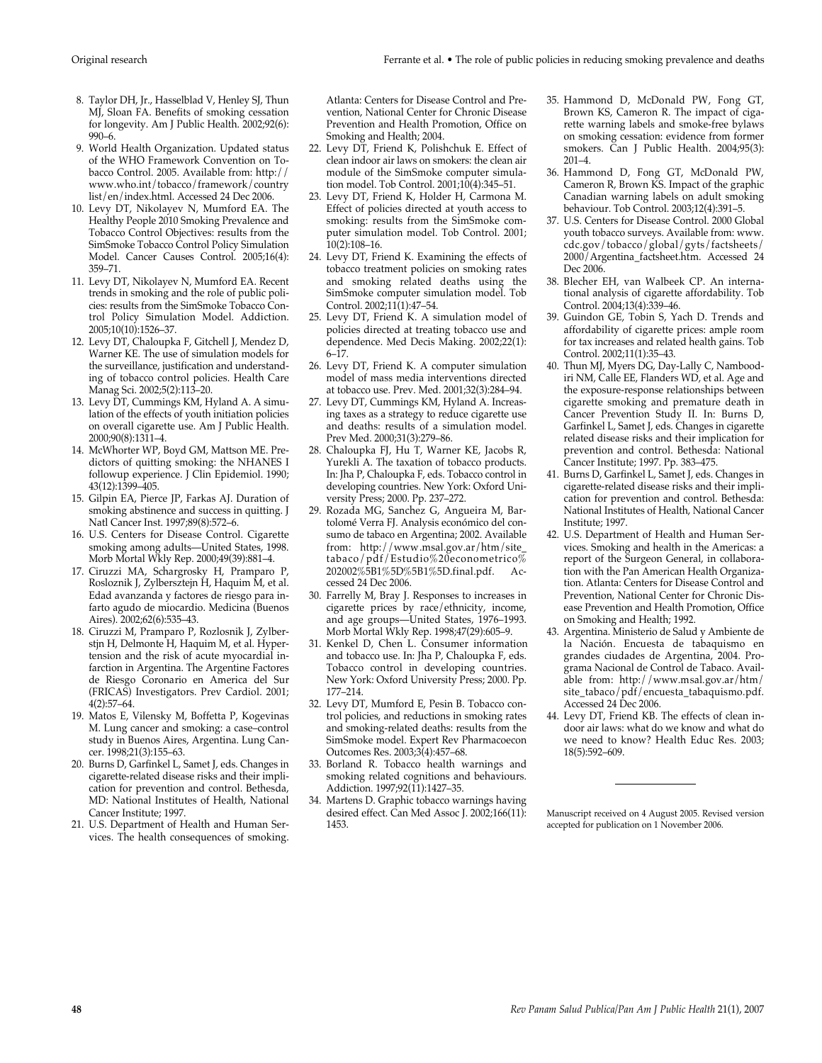8. Taylor DH, Jr., Hasselblad V, Henley SJ, Thun MJ, Sloan FA. Benefits of smoking cessation for longevity. Am J Public Health. 2002;92(6): 990–6.
9. World Health Organization. Updated status of the WHO Framework Convention on Tobacco Control. 2005. Available from: http://www.who.int/tobacco/framework/countrylist/en/index.html. Accessed 24 Dec 2006.
10. Levy DT, Nikolayev N, Mumford EA. The Healthy People 2010 Smoking Prevalence and Tobacco Control Objectives: results from the SimSmoke Tobacco Control Policy Simulation Model. Cancer Causes Control. 2005;16(4): 359–71.
11. Levy DT, Nikolayev N, Mumford EA. Recent trends in smoking and the role of public policies: results from the SimSmoke Tobacco Control Policy Simulation Model. Addiction. 2005;10(10):1526–37.
12. Levy DT, Chaloupka F, Gitchell J, Mendez D, Warner KE. The use of simulation models for the surveillance, justification and understanding of tobacco control policies. Health Care Manag Sci. 2002;5(2):113–20.
13. Levy DT, Cummings KM, Hyland A. A simulation of the effects of youth initiation policies on overall cigarette use. Am J Public Health. 2000;90(8):1311–4.
14. McWhorter WP, Boyd GM, Mattson ME. Predictors of quitting smoking: the NHANES I followup experience. J Clin Epidemiol. 1990; 43(12):1399–405.
15. Gilpin EA, Pierce JP, Farkas AJ. Duration of smoking abstinence and success in quitting. J Natl Cancer Inst. 1997;89(8):572–6.
16. U.S. Centers for Disease Control. Cigarette smoking among adults—United States, 1998. Morb Mortal Wkly Rep. 2000;49(39):881–4.
17. Ciruzzi MA, Schargrosky H, Pramparo P, Rosloznik J, Zylbersztejn H, Haquim M, et al. Edad avanzanda y factores de riesgo para infarto agudo de miocardio. Medicina (Buenos Aires). 2002;62(6):535–43.
18. Ciruzzi M, Pramparo P, Rozlosnik J, Zylberstjn H, Delmonte H, Haquim M, et al. Hypertension and the risk of acute myocardial infarction in Argentina. The Argentine Factores de Riesgo Coronario en America del Sur (FRICAS) Investigators. Prev Cardiol. 2001; 4(2):57–64.
19. Matos E, Vilensky M, Boffetta P, Kogevinas M. Lung cancer and smoking: a case–control study in Buenos Aires, Argentina. Lung Cancer. 1998;21(3):155–63.
20. Burns D, Garfinkel L, Samet J, eds. Changes in cigarette-related disease risks and their implication for prevention and control. Bethesda, MD: National Institutes of Health, National Cancer Institute; 1997.
21. U.S. Department of Health and Human Services. The health consequences of smoking. Atlanta: Centers for Disease Control and Prevention, National Center for Chronic Disease Prevention and Health Promotion, Office on Smoking and Health; 2004.
22. Levy DT, Friend K, Polishchuk E. Effect of clean indoor air laws on smokers: the clean air module of the SimSmoke computer simulation model. Tob Control. 2001;10(4):345–51.
23. Levy DT, Friend K, Holder H, Carmona M. Effect of policies directed at youth access to smoking: results from the SimSmoke computer simulation model. Tob Control. 2001; 10(2):108–16.
24. Levy DT, Friend K. Examining the effects of tobacco treatment policies on smoking rates and smoking related deaths using the SimSmoke computer simulation model. Tob Control. 2002;11(1):47–54.
25. Levy DT, Friend K. A simulation model of policies directed at treating tobacco use and dependence. Med Decis Making. 2002;22(1): 6–17.
26. Levy DT, Friend K. A computer simulation model of mass media interventions directed at tobacco use. Prev. Med. 2001;32(3):284–94.
27. Levy DT, Cummings KM, Hyland A. Increasing taxes as a strategy to reduce cigarette use and deaths: results of a simulation model. Prev Med. 2000;31(3):279–86.
28. Chaloupka FJ, Hu T, Warner KE, Jacobs R, Yurekli A. The taxation of tobacco products. In: Jha P, Chaloupka F, eds. Tobacco control in developing countries. New York: Oxford University Press; 2000. Pp. 237–272.
29. Rozada MG, Sanchez G, Angueira M, Bartolomé Verra FJ. Analysis económico del consumo de tabaco en Argentina; 2002. Available from: http://www.msal.gov.ar/htm/site_tabaco/pdf/Estudio%20econometrico%202002%5B1%5D%5B1%5D.final.pdf. Accessed 24 Dec 2006.
30. Farrelly M, Bray J. Responses to increases in cigarette prices by race/ethnicity, income, and age groups—United States, 1976–1993. Morb Mortal Wkly Rep. 1998;47(29):605–9.
31. Kenkel D, Chen L. Consumer information and tobacco use. In: Jha P, Chaloupka F, eds. Tobacco control in developing countries. New York: Oxford University Press; 2000. Pp. 177–214.
32. Levy DT, Mumford E, Pesin B. Tobacco control policies, and reductions in smoking rates and smoking-related deaths: results from the SimSmoke model. Expert Rev Pharmacoecon Outcomes Res. 2003;3(4):457–68.
33. Borland R. Tobacco health warnings and smoking related cognitions and behaviours. Addiction. 1997;92(11):1427–35.
34. Martens D. Graphic tobacco warnings having desired effect. Can Med Assoc J. 2002;166(11): 1453.
35. Hammond D, McDonald PW, Fong GT, Brown KS, Cameron R. The impact of cigarette warning labels and smoke-free bylaws on smoking cessation: evidence from former smokers. Can J Public Health. 2004;95(3): 201–4.
36. Hammond D, Fong GT, McDonald PW, Cameron R, Brown KS. Impact of the graphic Canadian warning labels on adult smoking behaviour. Tob Control. 2003;12(4):391–5.
37. U.S. Centers for Disease Control. 2000 Global youth tobacco surveys. Available from: www.cdc.gov/tobacco/global/gyts/factsheets/2000/Argentina_factsheet.htm. Accessed 24 Dec 2006.
38. Blecher EH, van Walbeek CP. An international analysis of cigarette affordability. Tob Control. 2004;13(4):339–46.
39. Guindon GE, Tobin S, Yach D. Trends and affordability of cigarette prices: ample room for tax increases and related health gains. Tob Control. 2002;11(1):35–43.
40. Thun MJ, Myers DG, Day-Lally C, Namboodiri NM, Calle EE, Flanders WD, et al. Age and the exposure-response relationships between cigarette smoking and premature death in Cancer Prevention Study II. In: Burns D, Garfinkel L, Samet J, eds. Changes in cigarette related disease risks and their implication for prevention and control. Bethesda: National Cancer Institute; 1997. Pp. 383–475.
41. Burns D, Garfinkel L, Samet J, eds. Changes in cigarette-related disease risks and their implication for prevention and control. Bethesda: National Institutes of Health, National Cancer Institute; 1997.
42. U.S. Department of Health and Human Services. Smoking and health in the Americas: a report of the Surgeon General, in collaboration with the Pan American Health Organization. Atlanta: Centers for Disease Control and Prevention, National Center for Chronic Disease Prevention and Health Promotion, Office on Smoking and Health; 1992.
43. Argentina. Ministerio de Salud y Ambiente de la Nación. Encuesta de tabaquismo en grandes ciudades de Argentina, 2004. Programa Nacional de Control de Tabaco. Available from: http://www.msal.gov.ar/htm/site_tabaco/pdf/encuesta_tabaquismo.pdf. Accessed 24 Dec 2006.
44. Levy DT, Friend KB. The effects of clean indoor air laws: what do we know and what do we need to know? Health Educ Res. 2003; 18(5):592–609.

---

Manuscript received on 4 August 2005. Revised version accepted for publication on 1 November 2006.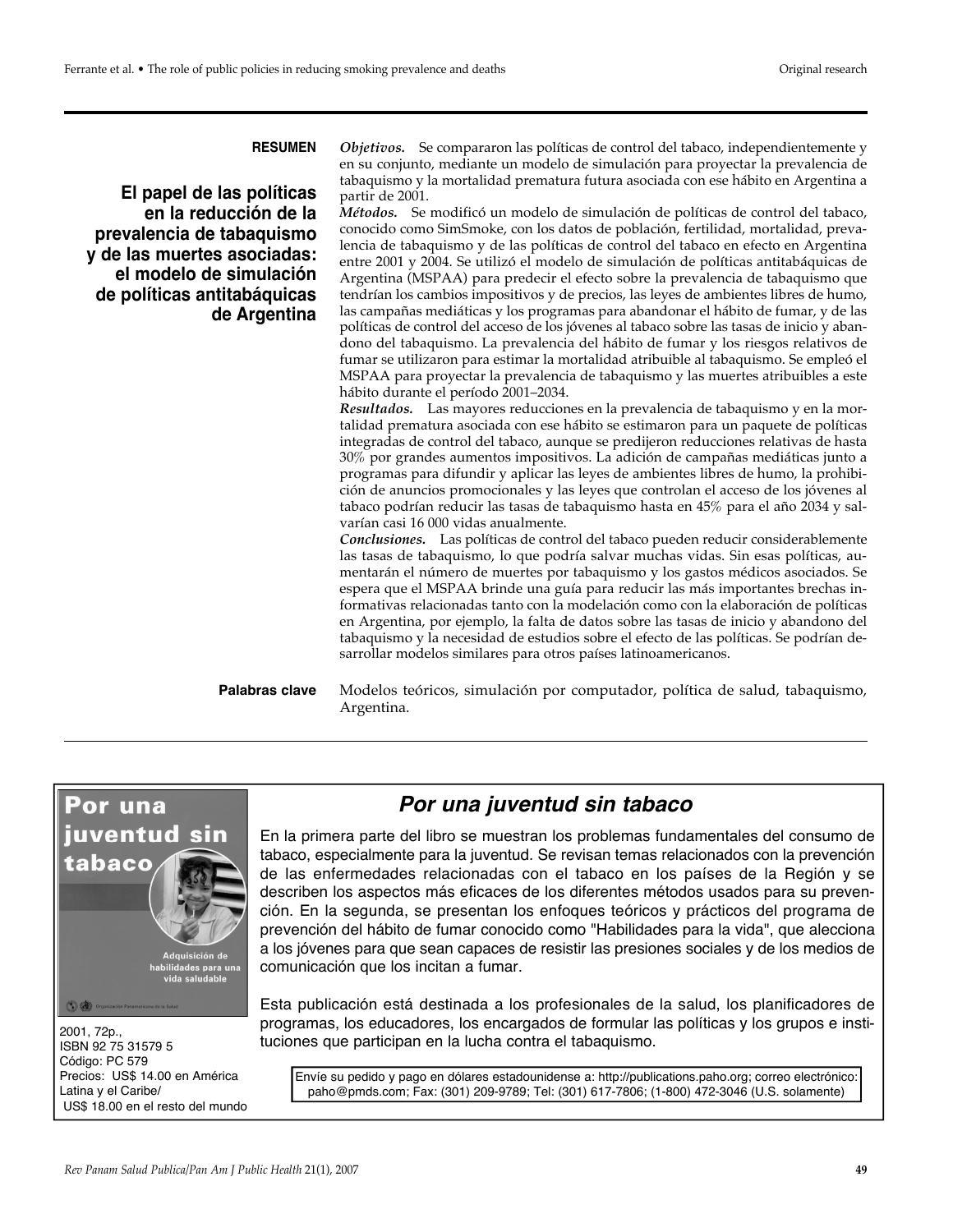## RESUMEN

### El papel de las políticas en la reducción de la prevalencia de tabaquismo y de las muertes asociadas: el modelo de simulación de políticas antitabáquicas de Argentina

***Objetivos.*** Se compararon las políticas de control del tabaco, independientemente y en su conjunto, mediante un modelo de simulación para proyectar la prevalencia de tabaquismo y la mortalidad prematura futura asociada con ese hábito en Argentina a partir de 2001.

***Métodos.*** Se modificó un modelo de simulación de políticas de control del tabaco, conocido como SimSmoke, con los datos de población, fertilidad, mortalidad, prevalencia de tabaquismo y de las políticas de control del tabaco en efecto en Argentina entre 2001 y 2004. Se utilizó el modelo de simulación de políticas antitabáquicas de Argentina (MSPAA) para predecir el efecto sobre la prevalencia de tabaquismo que tendrían los cambios impositivos y de precios, las leyes de ambientes libres de humo, las campañas mediáticas y los programas para abandonar el hábito de fumar, y de las políticas de control del acceso de los jóvenes al tabaco sobre las tasas de inicio y abandono del tabaquismo. La prevalencia del hábito de fumar y los riesgos relativos de fumar se utilizaron para estimar la mortalidad atribuible al tabaquismo. Se empleó el MSPAA para proyectar la prevalencia de tabaquismo y las muertes atribuibles a este hábito durante el período 2001–2034.

***Resultados.*** Las mayores reducciones en la prevalencia de tabaquismo y en la mortalidad prematura asociada con ese hábito se estimaron para un paquete de políticas integradas de control del tabaco, aunque se predijeron reducciones relativas de hasta 30% por grandes aumentos impositivos. La adición de campañas mediáticas junto a programas para difundir y aplicar las leyes de ambientes libres de humo, la prohibición de anuncios promocionales y las leyes que controlan el acceso de los jóvenes al tabaco podrían reducir las tasas de tabaquismo hasta en 45% para el año 2034 y salvarían casi 16 000 vidas anualmente.

***Conclusiones.*** Las políticas de control del tabaco pueden reducir considerablemente las tasas de tabaquismo, lo que podría salvar muchas vidas. Sin esas políticas, aumentarán el número de muertes por tabaquismo y los gastos médicos asociados. Se espera que el MSPAA brinde una guía para reducir las más importantes brechas informativas relacionadas tanto con la modelación como con la elaboración de políticas en Argentina, por ejemplo, la falta de datos sobre las tasas de inicio y abandono del tabaquismo y la necesidad de estudios sobre el efecto de las políticas. Se podrían desarrollar modelos similares para otros países latinoamericanos.

**Palabras clave** Modelos teóricos, simulación por computador, política de salud, tabaquismo, Argentina.

---

## *Por una juventud sin tabaco*

**Por una juventud sin tabaco**

Adquisición de habilidades para una vida saludable

Organización Panamericana de la Salud

En la primera parte del libro se muestran los problemas fundamentales del consumo de tabaco, especialmente para la juventud. Se revisan temas relacionados con la prevención de las enfermedades relacionadas con el tabaco en los países de la Región y se describen los aspectos más eficaces de los diferentes métodos usados para su prevención. En la segunda, se presentan los enfoques teóricos y prácticos del programa de prevención del hábito de fumar conocido como "Habilidades para la vida", que alecciona a los jóvenes para que sean capaces de resistir las presiones sociales y de los medios de comunicación que los incitan a fumar.

Esta publicación está destinada a los profesionales de la salud, los planificadores de programas, los educadores, los encargados de formular las políticas y los grupos e instituciones que participan en la lucha contra el tabaquismo.

2001, 72p.,
ISBN 92 75 31579 5
Código: PC 579
Precios: US$ 14.00 en América Latina y el Caribe/
US$ 18.00 en el resto del mundo

Envíe su pedido y pago en dólares estadounidense a: http://publications.paho.org; correo electrónico: paho@pmds.com; Fax: (301) 209-9789; Tel: (301) 617-7806; (1-800) 472-3046 (U.S. solamente)